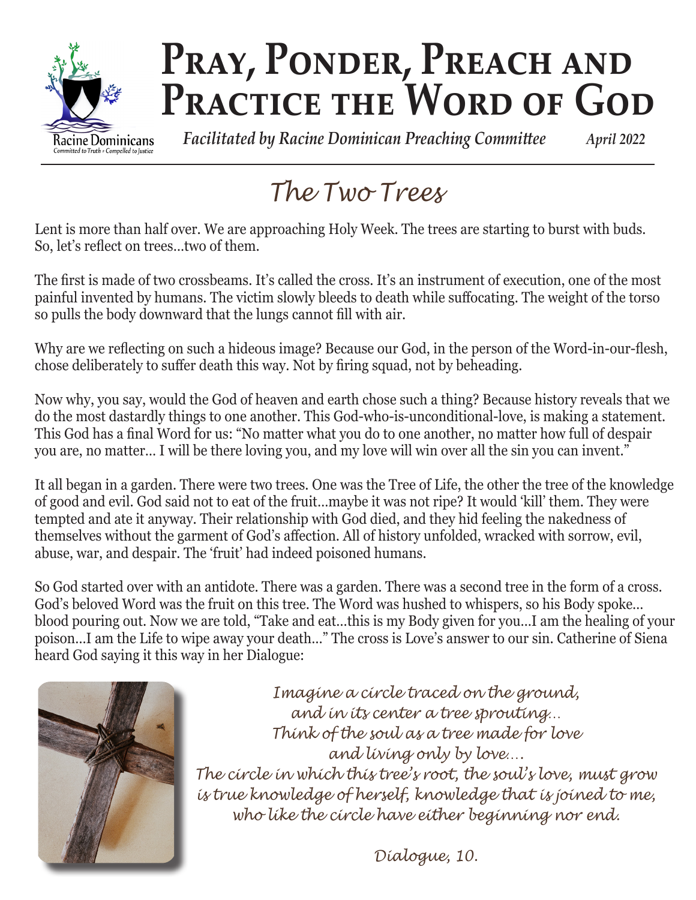# Pray, Ponder, Preach and Practice the Word of God

Racine Dominicans
Committed to Truth + Compelled to Justice

*Facilitated by Racine Dominican Preaching Committee* *April 2022*

## The Two Trees

Lent is more than half over. We are approaching Holy Week. The trees are starting to burst with buds. So, let's reflect on trees...two of them.

The first is made of two crossbeams. It's called the cross. It's an instrument of execution, one of the most painful invented by humans. The victim slowly bleeds to death while suffocating. The weight of the torso so pulls the body downward that the lungs cannot fill with air.

Why are we reflecting on such a hideous image? Because our God, in the person of the Word-in-our-flesh, chose deliberately to suffer death this way. Not by firing squad, not by beheading.

Now why, you say, would the God of heaven and earth chose such a thing? Because history reveals that we do the most dastardly things to one another. This God-who-is-unconditional-love, is making a statement. This God has a final Word for us: "No matter what you do to one another, no matter how full of despair you are, no matter... I will be there loving you, and my love will win over all the sin you can invent."

It all began in a garden. There were two trees. One was the Tree of Life, the other the tree of the knowledge of good and evil. God said not to eat of the fruit...maybe it was not ripe? It would 'kill' them. They were tempted and ate it anyway. Their relationship with God died, and they hid feeling the nakedness of themselves without the garment of God's affection. All of history unfolded, wracked with sorrow, evil, abuse, war, and despair. The 'fruit' had indeed poisoned humans.

So God started over with an antidote. There was a garden. There was a second tree in the form of a cross. God's beloved Word was the fruit on this tree. The Word was hushed to whispers, so his Body spoke... blood pouring out. Now we are told, "Take and eat...this is my Body given for you...I am the healing of your poison...I am the Life to wipe away your death..." The cross is Love's answer to our sin. Catherine of Siena heard God saying it this way in her Dialogue:

*Imagine a circle traced on the ground,*
*and in its center a tree sprouting...*
*Think of the soul as a tree made for love*
*and living only by love....*
*The circle in which this tree's root, the soul's love, must grow*
*is true knowledge of herself, knowledge that is joined to me,*
*who like the circle have either beginning nor end.*

*Dialogue, 10.*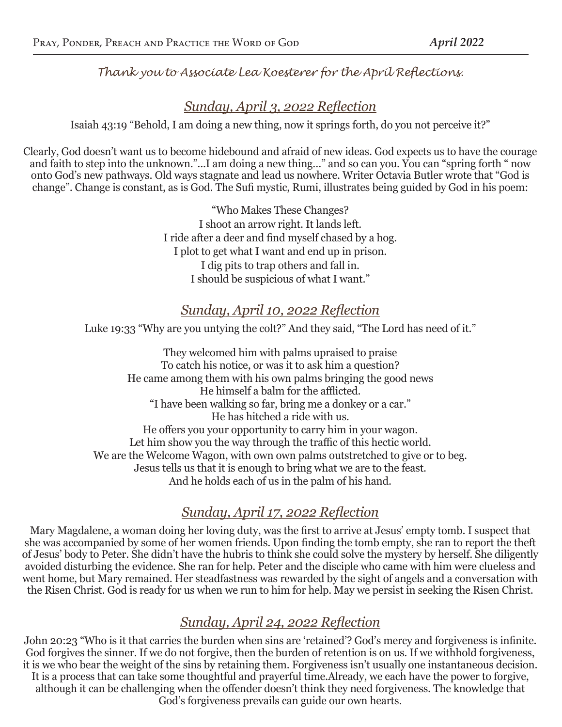*Thank you to Associate Lea Koesterer for the April Reflections.*

## *Sunday, April 3, 2022 Reflection*

Isaiah 43:19 “Behold, I am doing a new thing, now it springs forth, do you not perceive it?”

Clearly, God doesn’t want us to become hidebound and afraid of new ideas. God expects us to have the courage and faith to step into the unknown.”...I am doing a new thing...” and so can you. You can “spring forth “ now onto God’s new pathways. Old ways stagnate and lead us nowhere. Writer Octavia Butler wrote that “God is change”. Change is constant, as is God. The Sufi mystic, Rumi, illustrates being guided by God in his poem:

“Who Makes These Changes?  
I shoot an arrow right. It lands left.  
I ride after a deer and find myself chased by a hog.  
I plot to get what I want and end up in prison.  
I dig pits to trap others and fall in.  
I should be suspicious of what I want.”

## *Sunday, April 10, 2022 Reflection*

Luke 19:33 “Why are you untying the colt?” And they said, “The Lord has need of it.”

They welcomed him with palms upraised to praise  
To catch his notice, or was it to ask him a question?  
He came among them with his own palms bringing the good news  
He himself a balm for the afflicted.  
“I have been walking so far, bring me a donkey or a car.”  
He has hitched a ride with us.  
He offers you your opportunity to carry him in your wagon.  
Let him show you the way through the traffic of this hectic world.  
We are the Welcome Wagon, with own own palms outstretched to give or to beg.  
Jesus tells us that it is enough to bring what we are to the feast.  
And he holds each of us in the palm of his hand.

## *Sunday, April 17, 2022 Reflection*

Mary Magdalene, a woman doing her loving duty, was the first to arrive at Jesus’ empty tomb. I suspect that she was accompanied by some of her women friends. Upon finding the tomb empty, she ran to report the theft of Jesus’ body to Peter. She didn’t have the hubris to think she could solve the mystery by herself. She diligently avoided disturbing the evidence. She ran for help. Peter and the disciple who came with him were clueless and went home, but Mary remained. Her steadfastness was rewarded by the sight of angels and a conversation with the Risen Christ. God is ready for us when we run to him for help. May we persist in seeking the Risen Christ.

## *Sunday, April 24, 2022 Reflection*

John 20:23 “Who is it that carries the burden when sins are ‘retained’? God’s mercy and forgiveness is infinite. God forgives the sinner. If we do not forgive, then the burden of retention is on us. If we withhold forgiveness, it is we who bear the weight of the sins by retaining them. Forgiveness isn’t usually one instantaneous decision. It is a process that can take some thoughtful and prayerful time.Already, we each have the power to forgive, although it can be challenging when the offender doesn’t think they need forgiveness. The knowledge that God’s forgiveness prevails can guide our own hearts.